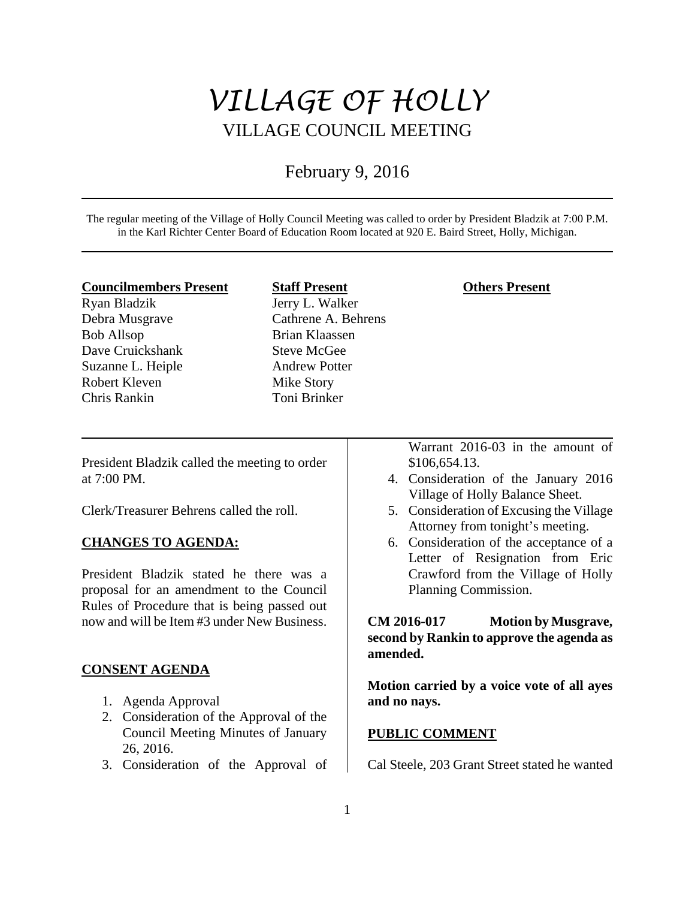# VILLAGE OF HOLLY

## VILLAGE COUNCIL MEETING

February 9, 2016

The regular meeting of the Village of Holly Council Meeting was called to order by President Bladzik at 7:00 P.M. in the Karl Richter Center Board of Education Room located at 920 E. Baird Street, Holly, Michigan.

| **Councilmembers Present** | **Staff Present** | **Others Present** |
|---|---|---|
| Ryan Bladzik | Jerry L. Walker | |
| Debra Musgrave | Cathrene A. Behrens | |
| Bob Allsop | Brian Klaassen | |
| Dave Cruickshank | Steve McGee | |
| Suzanne L. Heiple | Andrew Potter | |
| Robert Kleven | Mike Story | |
| Chris Rankin | Toni Brinker | |

President Bladzik called the meeting to order at 7:00 PM.

Clerk/Treasurer Behrens called the roll.

**CHANGES TO AGENDA:**

President Bladzik stated he there was a proposal for an amendment to the Council Rules of Procedure that is being passed out now and will be Item #3 under New Business.

**CONSENT AGENDA**

1. Agenda Approval
2. Consideration of the Approval of the Council Meeting Minutes of January 26, 2016.
3. Consideration of the Approval of Warrant 2016-03 in the amount of $106,654.13.
4. Consideration of the January 2016 Village of Holly Balance Sheet.
5. Consideration of Excusing the Village Attorney from tonight's meeting.
6. Consideration of the acceptance of a Letter of Resignation from Eric Crawford from the Village of Holly Planning Commission.

**CM 2016-017 Motion by Musgrave, second by Rankin to approve the agenda as amended.**

**Motion carried by a voice vote of all ayes and no nays.**

**PUBLIC COMMENT**

Cal Steele, 203 Grant Street stated he wanted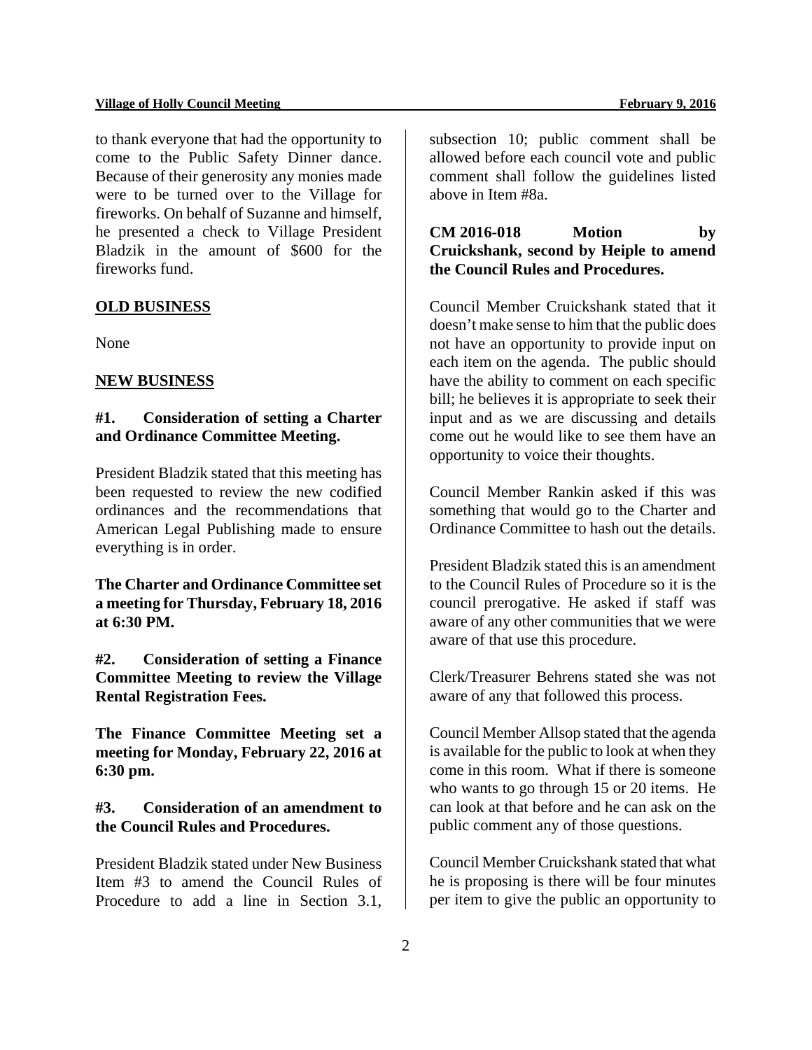to thank everyone that had the opportunity to come to the Public Safety Dinner dance. Because of their generosity any monies made were to be turned over to the Village for fireworks. On behalf of Suzanne and himself, he presented a check to Village President Bladzik in the amount of $600 for the fireworks fund.

## OLD BUSINESS

None

## NEW BUSINESS

### #1. Consideration of setting a Charter and Ordinance Committee Meeting.

President Bladzik stated that this meeting has been requested to review the new codified ordinances and the recommendations that American Legal Publishing made to ensure everything is in order.

**The Charter and Ordinance Committee set a meeting for Thursday, February 18, 2016 at 6:30 PM.**

### #2. Consideration of setting a Finance Committee Meeting to review the Village Rental Registration Fees.

**The Finance Committee Meeting set a meeting for Monday, February 22, 2016 at 6:30 pm.**

### #3. Consideration of an amendment to the Council Rules and Procedures.

President Bladzik stated under New Business Item #3 to amend the Council Rules of Procedure to add a line in Section 3.1, subsection 10; public comment shall be allowed before each council vote and public comment shall follow the guidelines listed above in Item #8a.

**CM 2016-018 Motion by Cruickshank, second by Heiple to amend the Council Rules and Procedures.**

Council Member Cruickshank stated that it doesn't make sense to him that the public does not have an opportunity to provide input on each item on the agenda. The public should have the ability to comment on each specific bill; he believes it is appropriate to seek their input and as we are discussing and details come out he would like to see them have an opportunity to voice their thoughts.

Council Member Rankin asked if this was something that would go to the Charter and Ordinance Committee to hash out the details.

President Bladzik stated this is an amendment to the Council Rules of Procedure so it is the council prerogative. He asked if staff was aware of any other communities that we were aware of that use this procedure.

Clerk/Treasurer Behrens stated she was not aware of any that followed this process.

Council Member Allsop stated that the agenda is available for the public to look at when they come in this room. What if there is someone who wants to go through 15 or 20 items. He can look at that before and he can ask on the public comment any of those questions.

Council Member Cruickshank stated that what he is proposing is there will be four minutes per item to give the public an opportunity to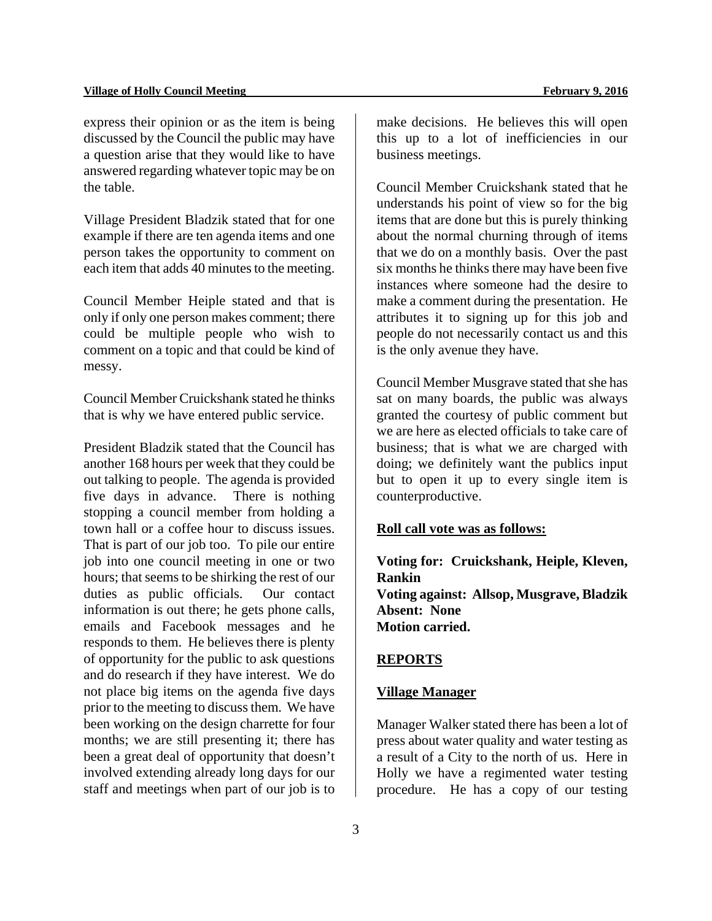express their opinion or as the item is being discussed by the Council the public may have a question arise that they would like to have answered regarding whatever topic may be on the table.

Village President Bladzik stated that for one example if there are ten agenda items and one person takes the opportunity to comment on each item that adds 40 minutes to the meeting.

Council Member Heiple stated and that is only if only one person makes comment; there could be multiple people who wish to comment on a topic and that could be kind of messy.

Council Member Cruickshank stated he thinks that is why we have entered public service.

President Bladzik stated that the Council has another 168 hours per week that they could be out talking to people. The agenda is provided five days in advance. There is nothing stopping a council member from holding a town hall or a coffee hour to discuss issues. That is part of our job too. To pile our entire job into one council meeting in one or two hours; that seems to be shirking the rest of our duties as public officials. Our contact information is out there; he gets phone calls, emails and Facebook messages and he responds to them. He believes there is plenty of opportunity for the public to ask questions and do research if they have interest. We do not place big items on the agenda five days prior to the meeting to discuss them. We have been working on the design charrette for four months; we are still presenting it; there has been a great deal of opportunity that doesn't involved extending already long days for our staff and meetings when part of our job is to make decisions. He believes this will open this up to a lot of inefficiencies in our business meetings.

Council Member Cruickshank stated that he understands his point of view so for the big items that are done but this is purely thinking about the normal churning through of items that we do on a monthly basis. Over the past six months he thinks there may have been five instances where someone had the desire to make a comment during the presentation. He attributes it to signing up for this job and people do not necessarily contact us and this is the only avenue they have.

Council Member Musgrave stated that she has sat on many boards, the public was always granted the courtesy of public comment but we are here as elected officials to take care of business; that is what we are charged with doing; we definitely want the publics input but to open it up to every single item is counterproductive.

**Roll call vote was as follows:**

**Voting for: Cruickshank, Heiple, Kleven, Rankin**
**Voting against: Allsop, Musgrave, Bladzik**
**Absent: None**
**Motion carried.**

## REPORTS

### Village Manager

Manager Walker stated there has been a lot of press about water quality and water testing as a result of a City to the north of us. Here in Holly we have a regimented water testing procedure. He has a copy of our testing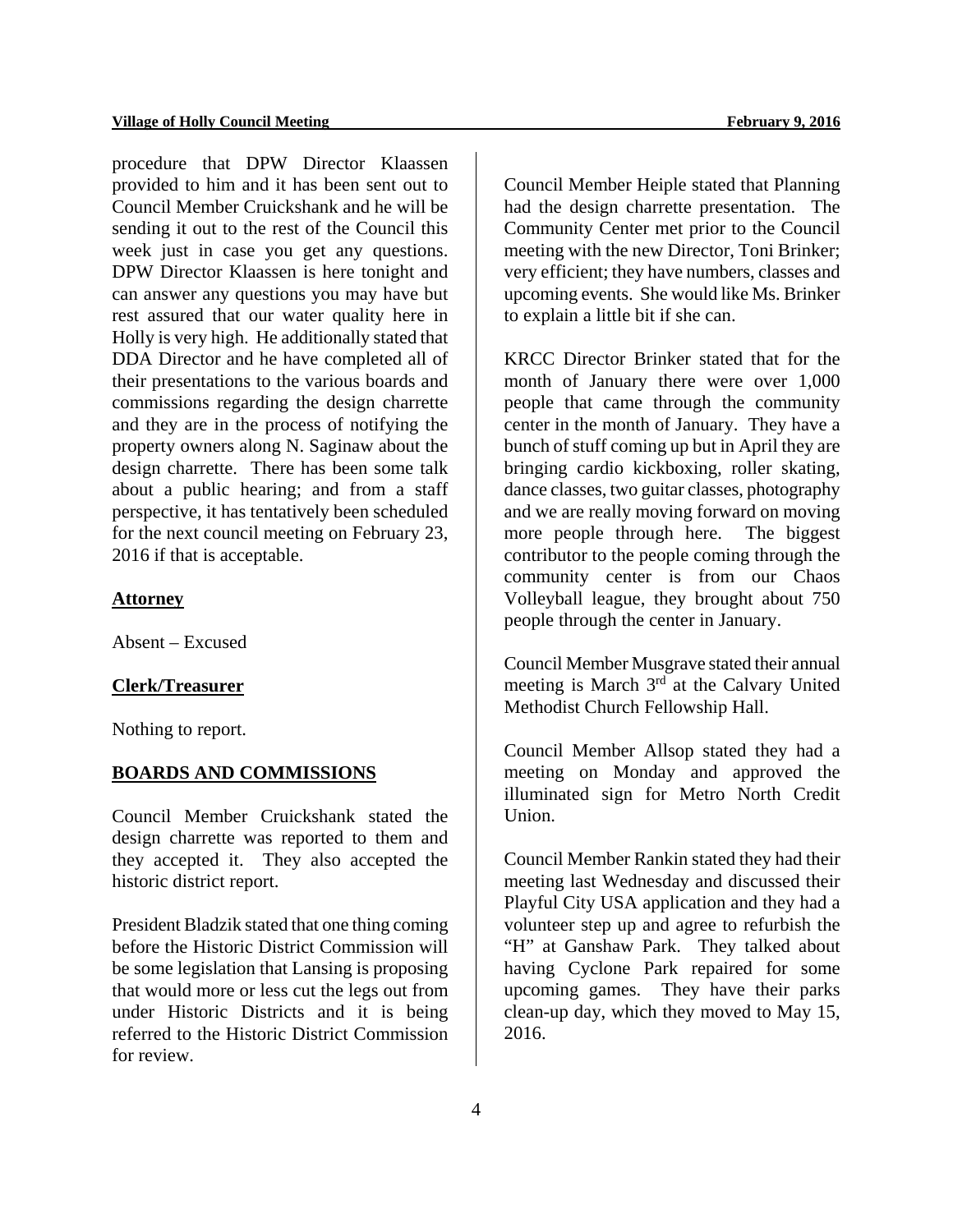procedure that DPW Director Klaassen provided to him and it has been sent out to Council Member Cruickshank and he will be sending it out to the rest of the Council this week just in case you get any questions. DPW Director Klaassen is here tonight and can answer any questions you may have but rest assured that our water quality here in Holly is very high. He additionally stated that DDA Director and he have completed all of their presentations to the various boards and commissions regarding the design charrette and they are in the process of notifying the property owners along N. Saginaw about the design charrette. There has been some talk about a public hearing; and from a staff perspective, it has tentatively been scheduled for the next council meeting on February 23, 2016 if that is acceptable.

**Attorney**

Absent – Excused

**Clerk/Treasurer**

Nothing to report.

**BOARDS AND COMMISSIONS**

Council Member Cruickshank stated the design charrette was reported to them and they accepted it. They also accepted the historic district report.

President Bladzik stated that one thing coming before the Historic District Commission will be some legislation that Lansing is proposing that would more or less cut the legs out from under Historic Districts and it is being referred to the Historic District Commission for review.

Council Member Heiple stated that Planning had the design charrette presentation. The Community Center met prior to the Council meeting with the new Director, Toni Brinker; very efficient; they have numbers, classes and upcoming events. She would like Ms. Brinker to explain a little bit if she can.

KRCC Director Brinker stated that for the month of January there were over 1,000 people that came through the community center in the month of January. They have a bunch of stuff coming up but in April they are bringing cardio kickboxing, roller skating, dance classes, two guitar classes, photography and we are really moving forward on moving more people through here. The biggest contributor to the people coming through the community center is from our Chaos Volleyball league, they brought about 750 people through the center in January.

Council Member Musgrave stated their annual meeting is March 3rd at the Calvary United Methodist Church Fellowship Hall.

Council Member Allsop stated they had a meeting on Monday and approved the illuminated sign for Metro North Credit Union.

Council Member Rankin stated they had their meeting last Wednesday and discussed their Playful City USA application and they had a volunteer step up and agree to refurbish the "H" at Ganshaw Park. They talked about having Cyclone Park repaired for some upcoming games. They have their parks clean-up day, which they moved to May 15, 2016.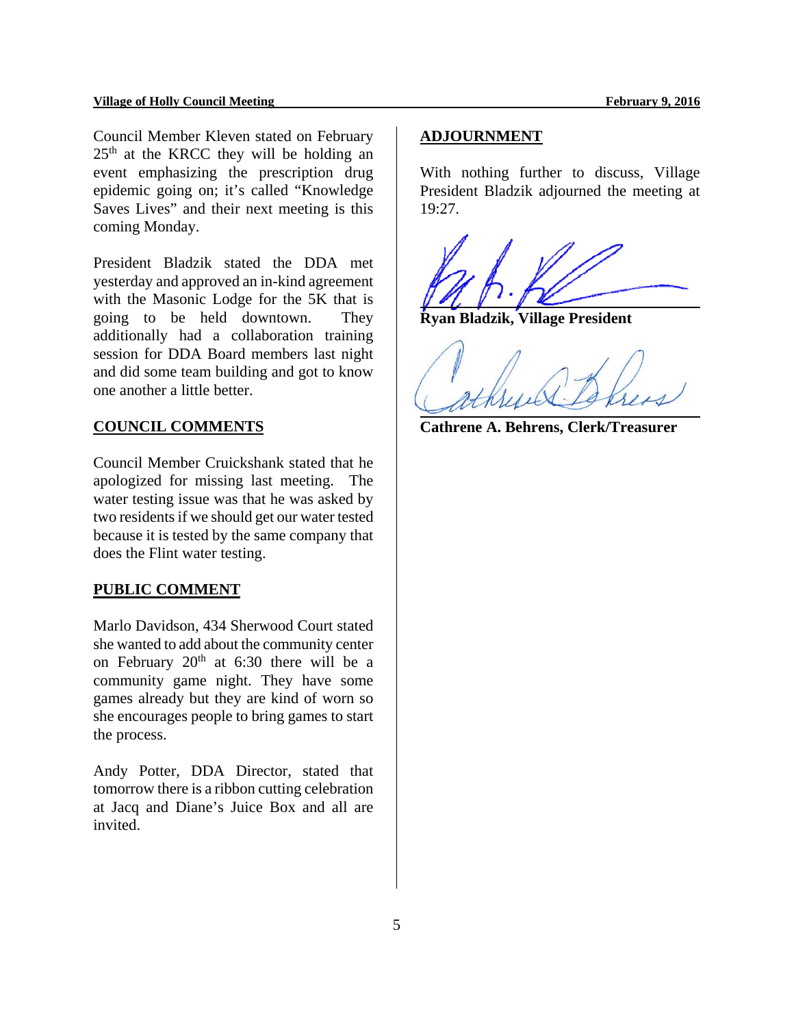Council Member Kleven stated on February 25th at the KRCC they will be holding an event emphasizing the prescription drug epidemic going on; it's called "Knowledge Saves Lives" and their next meeting is this coming Monday.

President Bladzik stated the DDA met yesterday and approved an in-kind agreement with the Masonic Lodge for the 5K that is going to be held downtown. They additionally had a collaboration training session for DDA Board members last night and did some team building and got to know one another a little better.

## COUNCIL COMMENTS

Council Member Cruickshank stated that he apologized for missing last meeting. The water testing issue was that he was asked by two residents if we should get our water tested because it is tested by the same company that does the Flint water testing.

## PUBLIC COMMENT

Marlo Davidson, 434 Sherwood Court stated she wanted to add about the community center on February 20th at 6:30 there will be a community game night. They have some games already but they are kind of worn so she encourages people to bring games to start the process.

Andy Potter, DDA Director, stated that tomorrow there is a ribbon cutting celebration at Jacq and Diane's Juice Box and all are invited.

## ADJOURNMENT

With nothing further to discuss, Village President Bladzik adjourned the meeting at 19:27.

**Ryan Bladzik, Village President**

**Cathrene A. Behrens, Clerk/Treasurer**